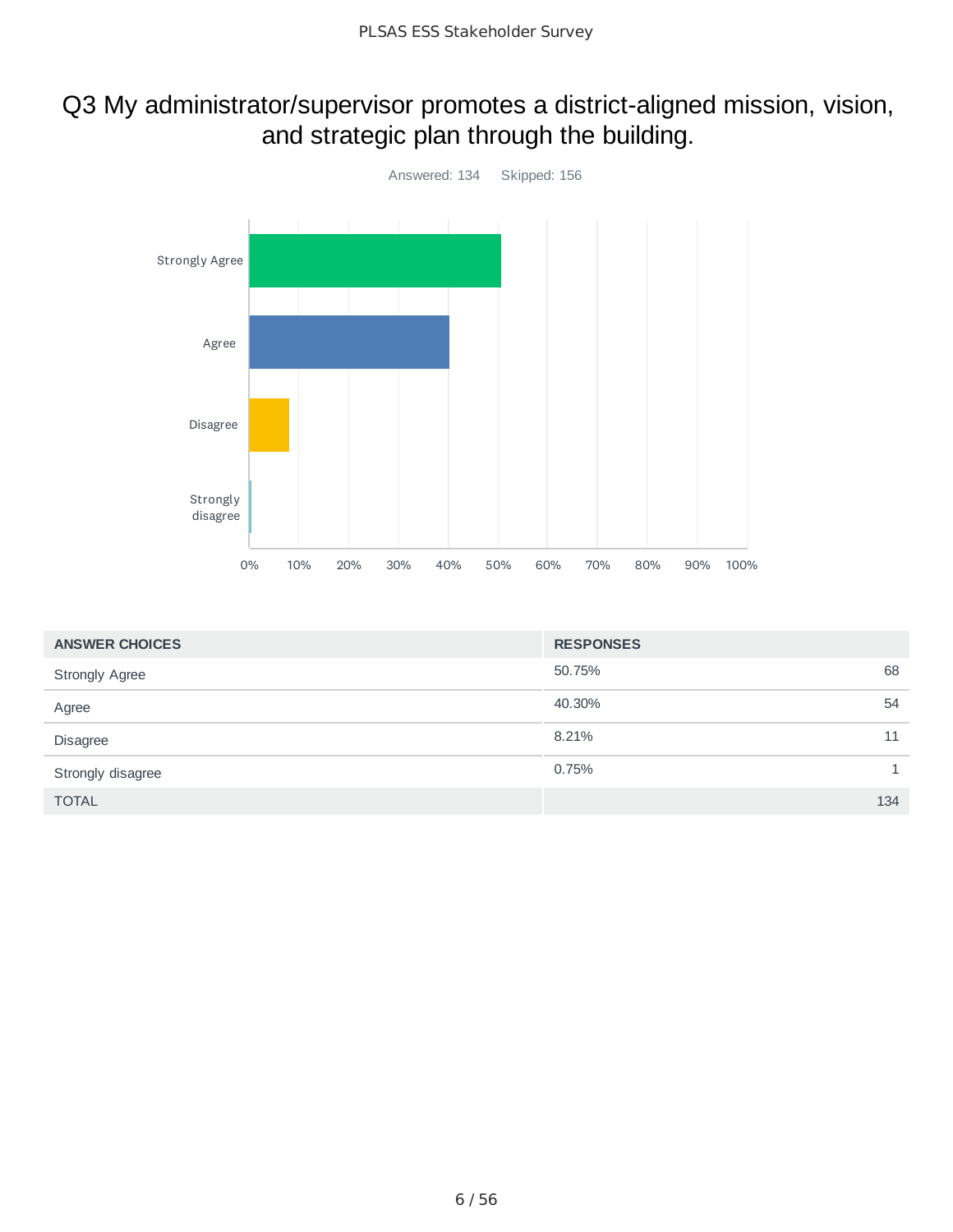# Q3 My administrator/supervisor promotes a district-aligned mission, vision, and strategic plan through the building.

Answered: 134 Skipped: 156

| ANSWER CHOICES | RESPONSES | |
|---|---|---|
| Strongly Agree | 50.75% | 68 |
| Agree | 40.30% | 54 |
| Disagree | 8.21% | 11 |
| Strongly disagree | 0.75% | 1 |
| TOTAL | | 134 |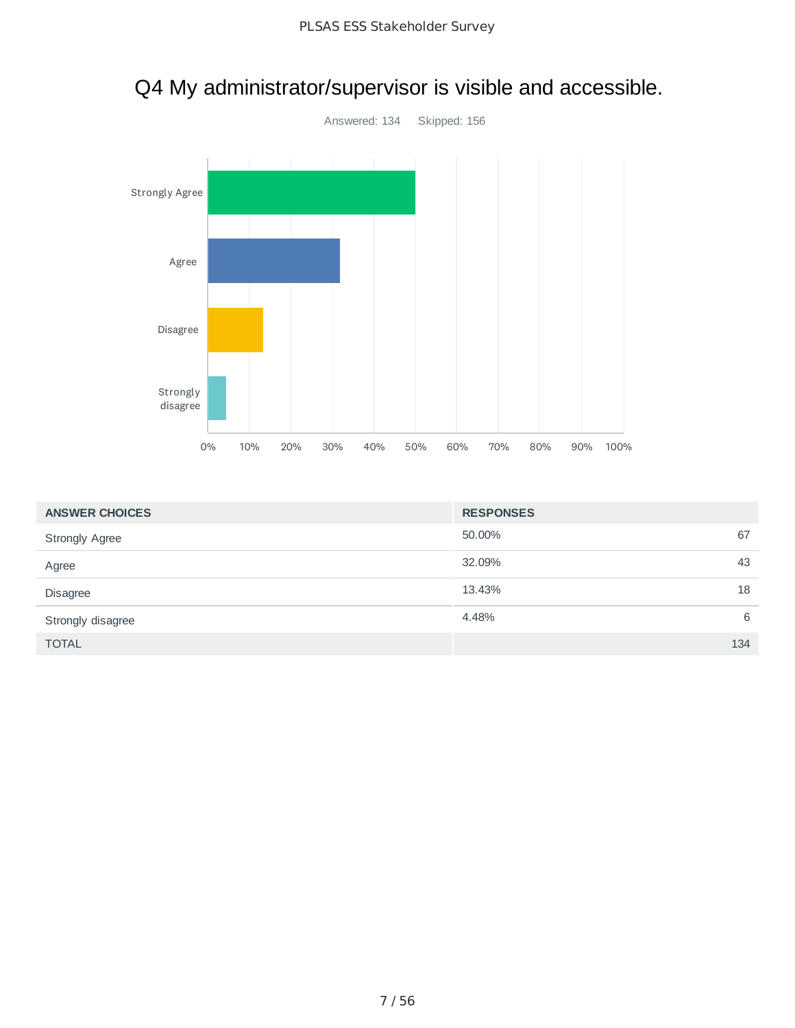# Q4 My administrator/supervisor is visible and accessible.

Answered: 134 Skipped: 156

| ANSWER CHOICES | RESPONSES | |
|---|---|---|
| Strongly Agree | 50.00% | 67 |
| Agree | 32.09% | 43 |
| Disagree | 13.43% | 18 |
| Strongly disagree | 4.48% | 6 |
| TOTAL | | 134 |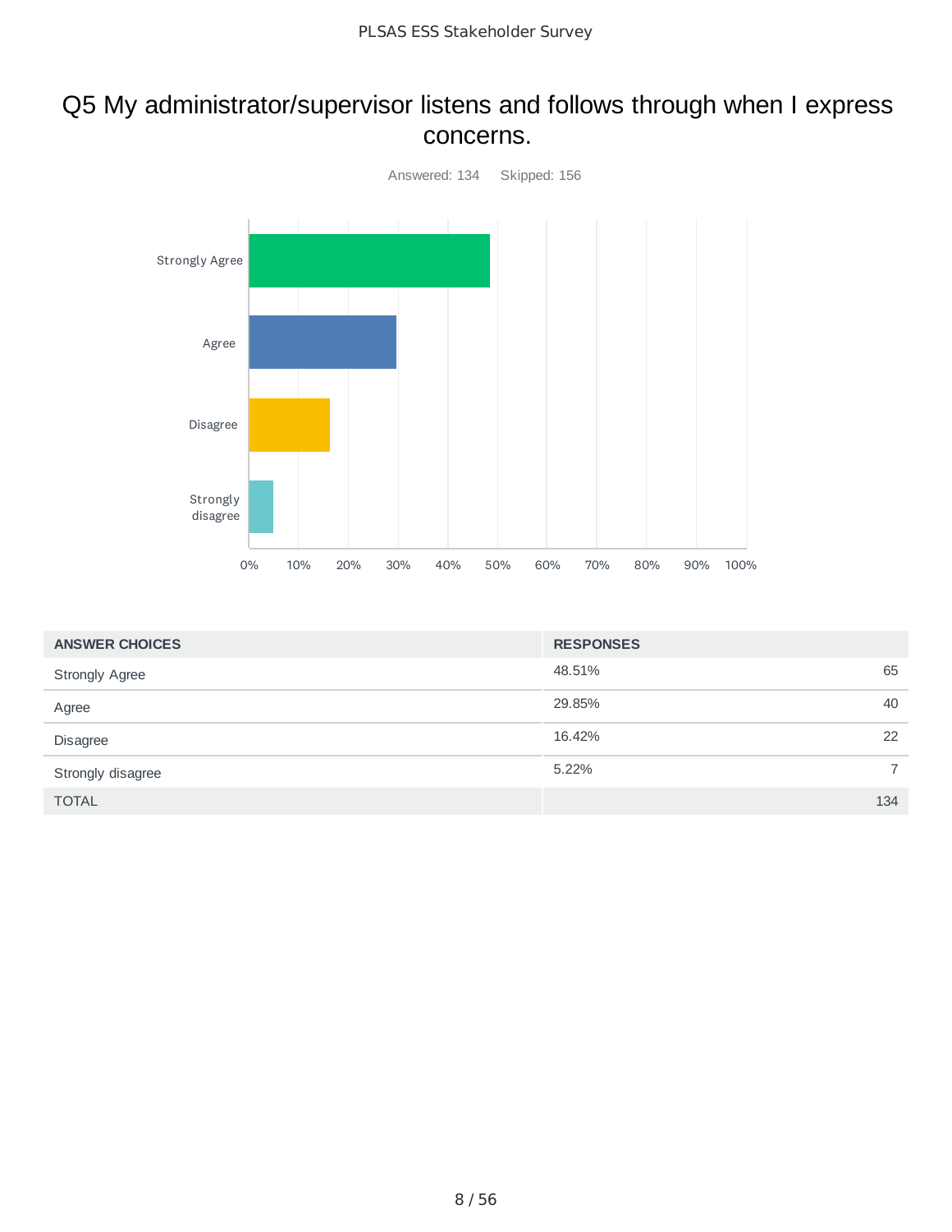## Q5 My administrator/supervisor listens and follows through when I express concerns.

Answered: 134 Skipped: 156

| ANSWER CHOICES | RESPONSES | |
|---|---|---|
| Strongly Agree | 48.51% | 65 |
| Agree | 29.85% | 40 |
| Disagree | 16.42% | 22 |
| Strongly disagree | 5.22% | 7 |
| TOTAL | | 134 |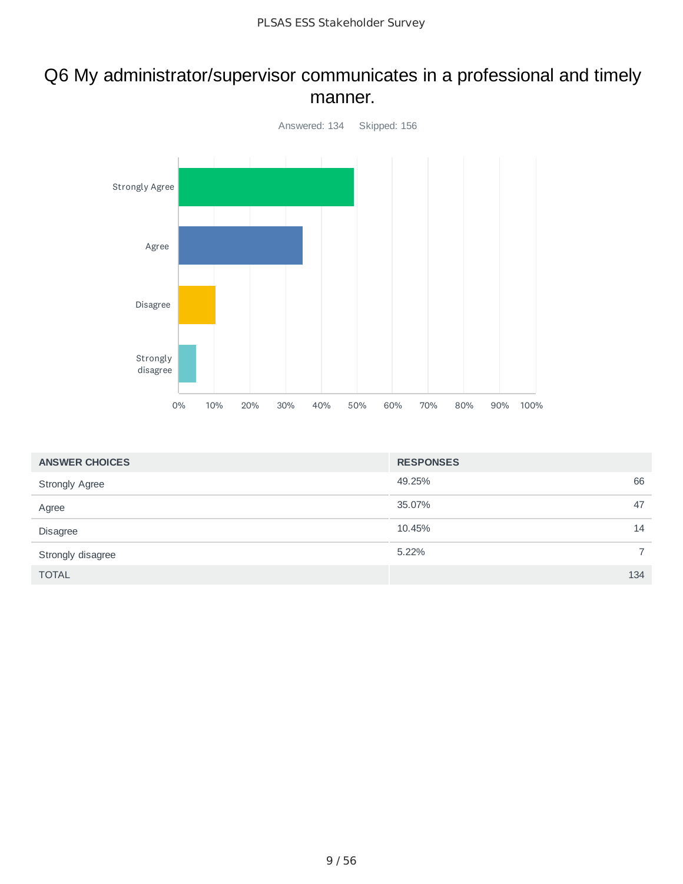## Q6 My administrator/supervisor communicates in a professional and timely manner.

Answered: 134 Skipped: 156

| ANSWER CHOICES | RESPONSES | |
|---|---|---|
| Strongly Agree | 49.25% | 66 |
| Agree | 35.07% | 47 |
| Disagree | 10.45% | 14 |
| Strongly disagree | 5.22% | 7 |
| TOTAL | | 134 |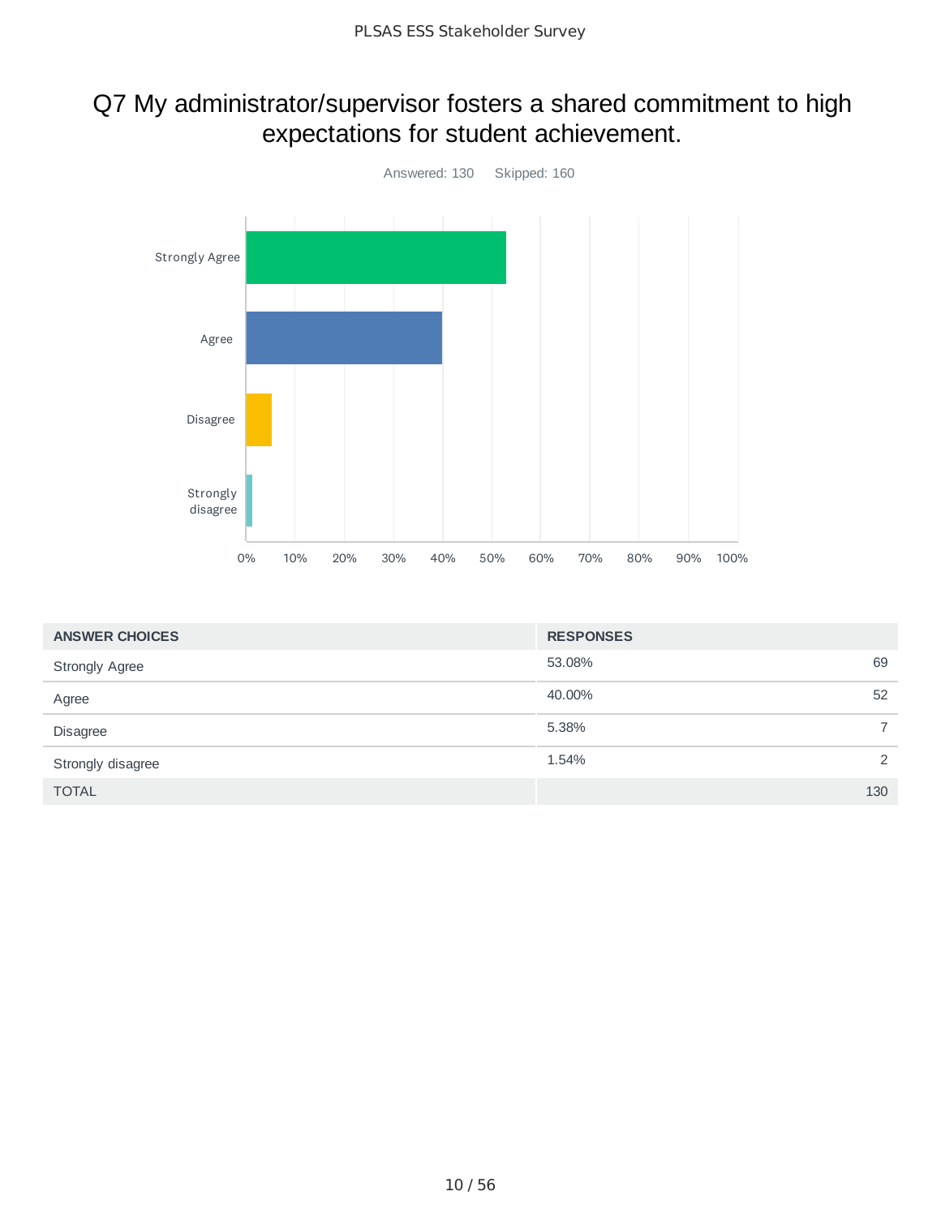# Q7 My administrator/supervisor fosters a shared commitment to high expectations for student achievement.

Answered: 130  Skipped: 160

| ANSWER CHOICES | RESPONSES | |
|---|---|---|
| Strongly Agree | 53.08% | 69 |
| Agree | 40.00% | 52 |
| Disagree | 5.38% | 7 |
| Strongly disagree | 1.54% | 2 |
| TOTAL | | 130 |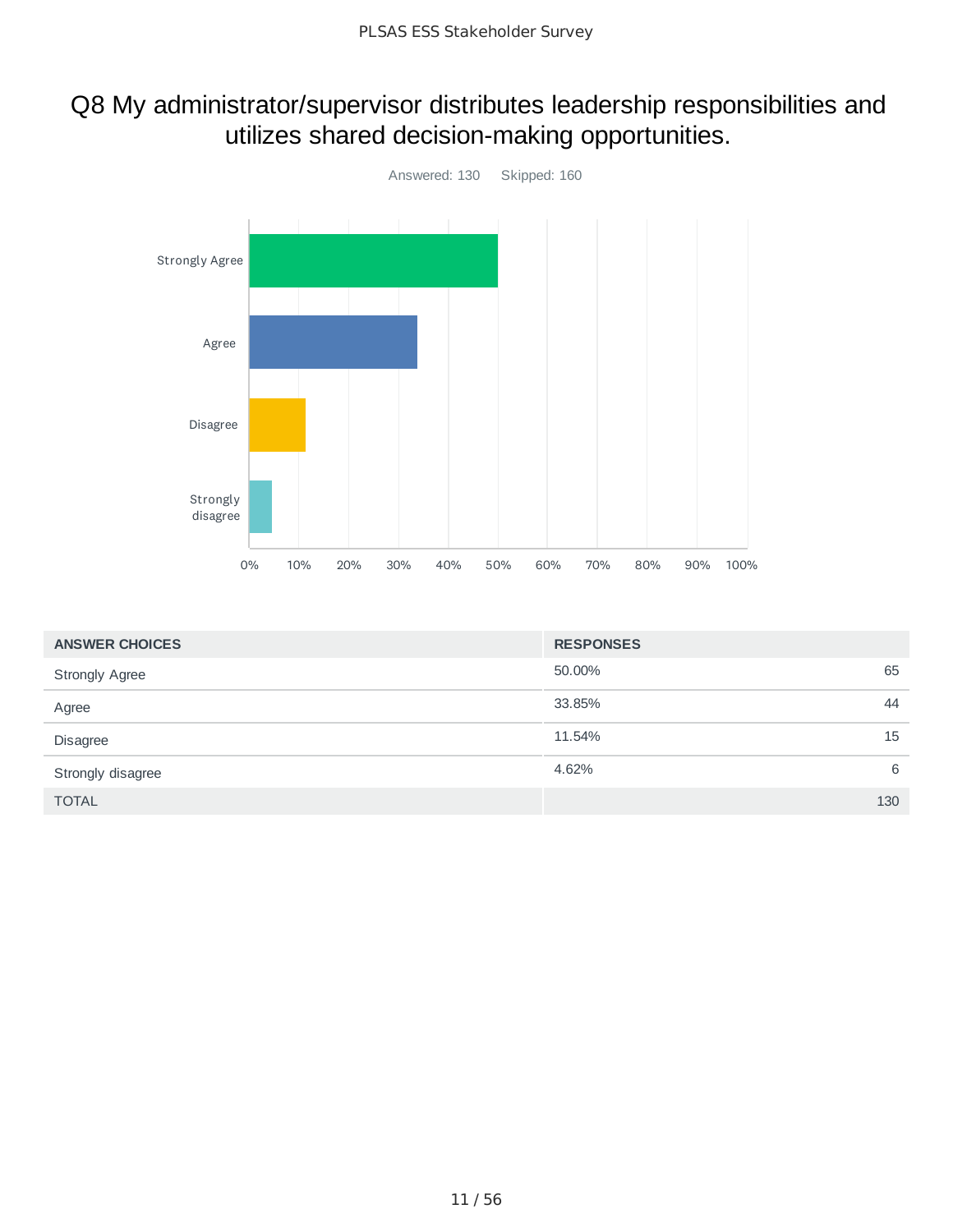# Q8 My administrator/supervisor distributes leadership responsibilities and utilizes shared decision-making opportunities.

Answered: 130    Skipped: 160

| ANSWER CHOICES | RESPONSES | |
|---|---|---|
| Strongly Agree | 50.00% | 65 |
| Agree | 33.85% | 44 |
| Disagree | 11.54% | 15 |
| Strongly disagree | 4.62% | 6 |
| TOTAL | | 130 |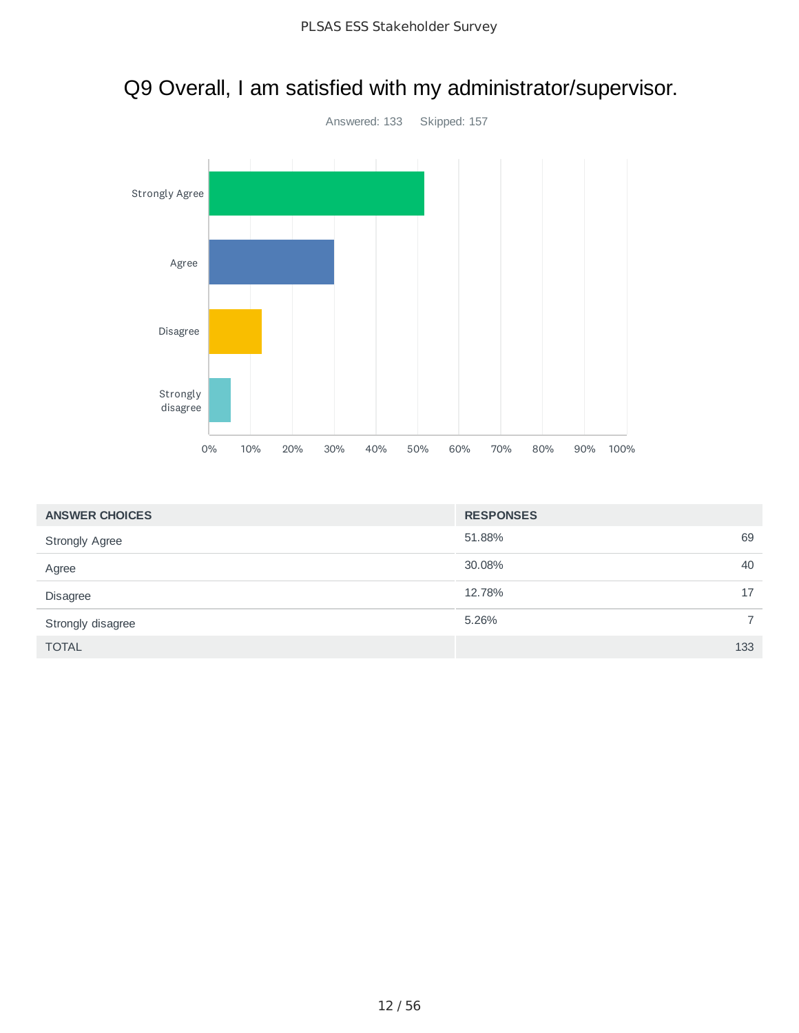# Q9 Overall, I am satisfied with my administrator/supervisor.

Answered: 133 Skipped: 157

| ANSWER CHOICES | RESPONSES | |
|---|---|---|
| Strongly Agree | 51.88% | 69 |
| Agree | 30.08% | 40 |
| Disagree | 12.78% | 17 |
| Strongly disagree | 5.26% | 7 |
| TOTAL | | 133 |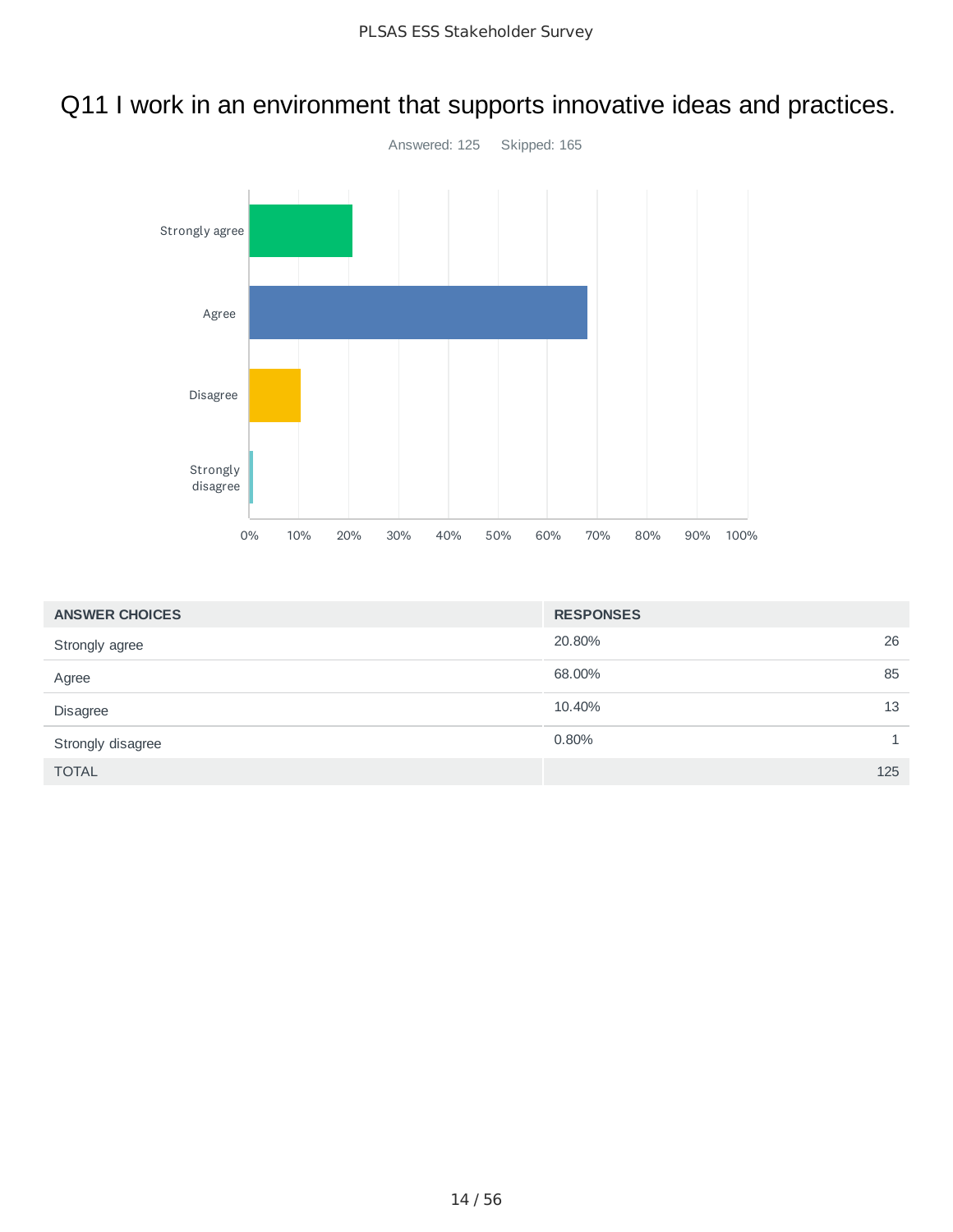# Q11 I work in an environment that supports innovative ideas and practices.

Answered: 125 Skipped: 165

| ANSWER CHOICES | RESPONSES | |
|---|---|---|
| Strongly agree | 20.80% | 26 |
| Agree | 68.00% | 85 |
| Disagree | 10.40% | 13 |
| Strongly disagree | 0.80% | 1 |
| TOTAL | | 125 |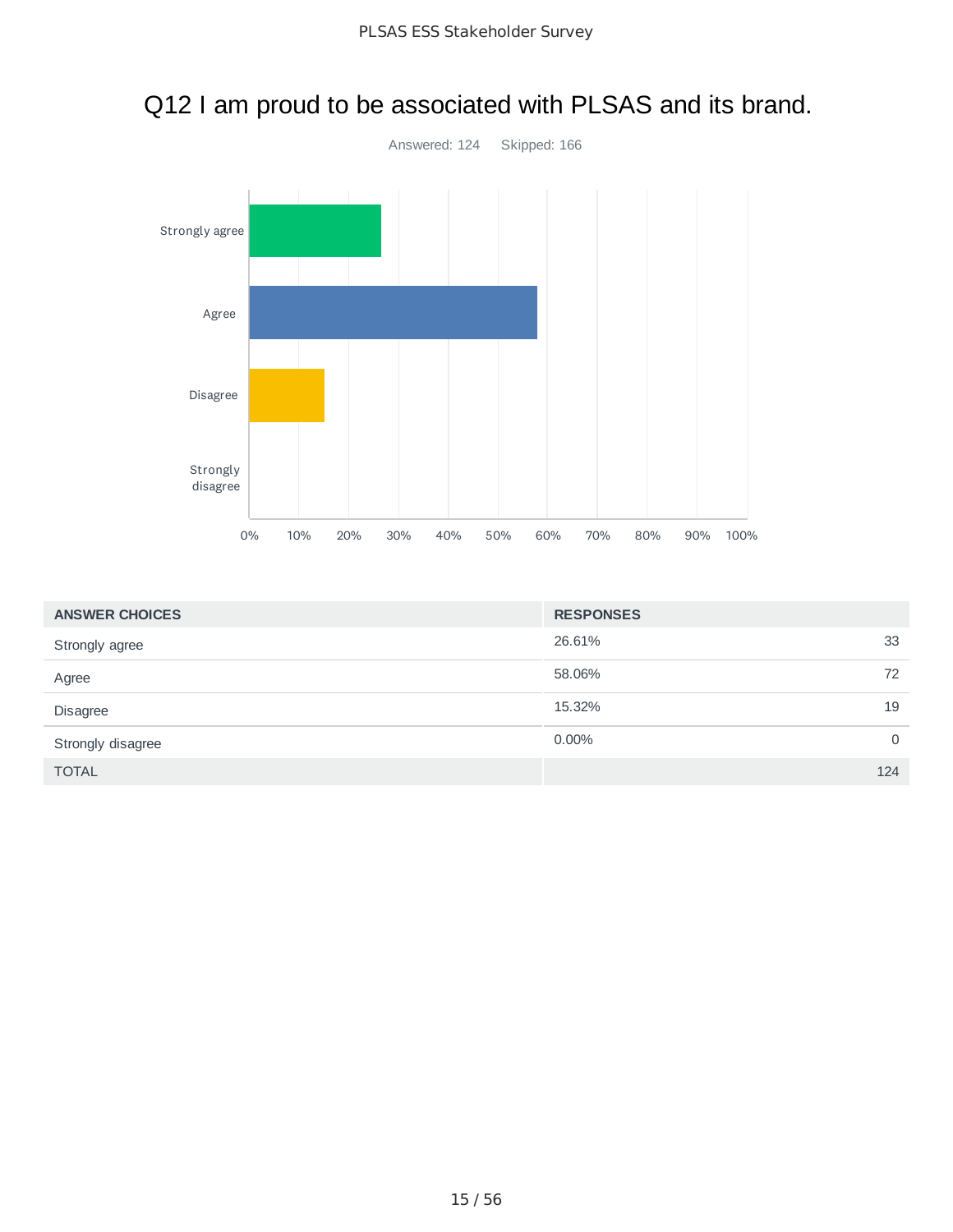# Q12 I am proud to be associated with PLSAS and its brand.

Answered: 124 Skipped: 166

| ANSWER CHOICES | RESPONSES | |
|---|---|---|
| Strongly agree | 26.61% | 33 |
| Agree | 58.06% | 72 |
| Disagree | 15.32% | 19 |
| Strongly disagree | 0.00% | 0 |
| TOTAL | | 124 |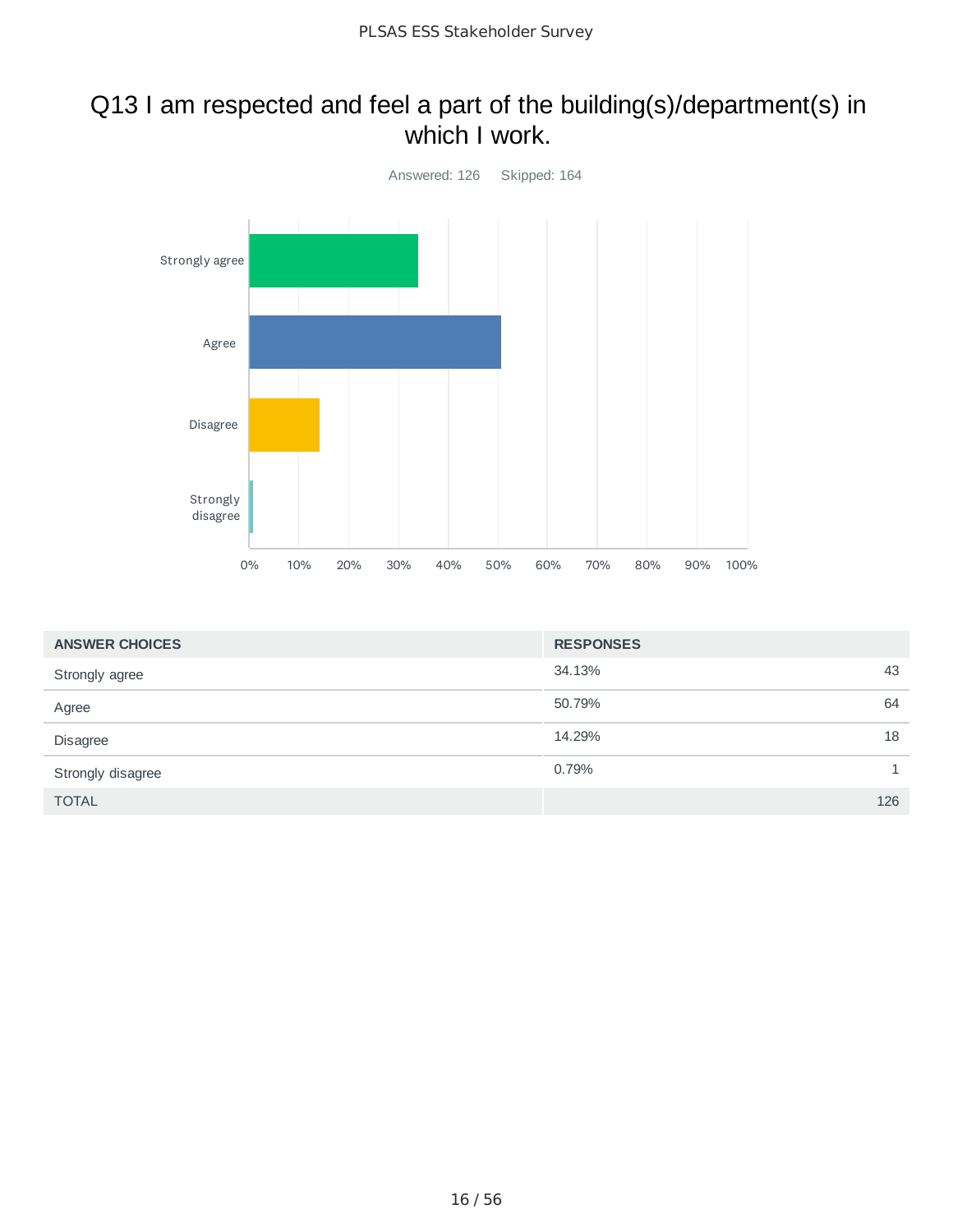# Q13 I am respected and feel a part of the building(s)/department(s) in which I work.

Answered: 126    Skipped: 164

| ANSWER CHOICES | RESPONSES | |
|---|---|---|
| Strongly agree | 34.13% | 43 |
| Agree | 50.79% | 64 |
| Disagree | 14.29% | 18 |
| Strongly disagree | 0.79% | 1 |
| TOTAL | | 126 |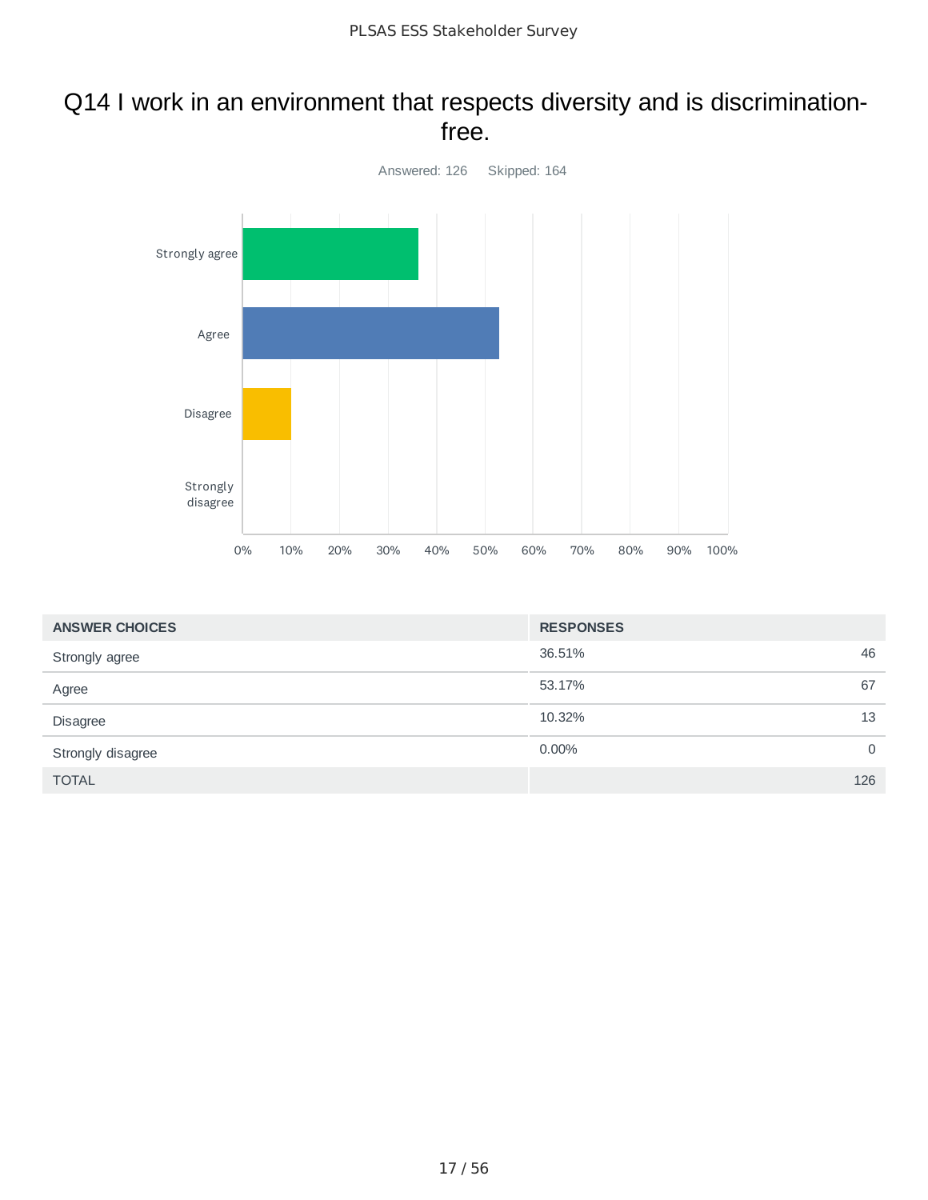# Q14 I work in an environment that respects diversity and is discrimination-free.

Answered: 126 Skipped: 164

| ANSWER CHOICES | RESPONSES | |
|---|---|---|
| Strongly agree | 36.51% | 46 |
| Agree | 53.17% | 67 |
| Disagree | 10.32% | 13 |
| Strongly disagree | 0.00% | 0 |
| TOTAL | | 126 |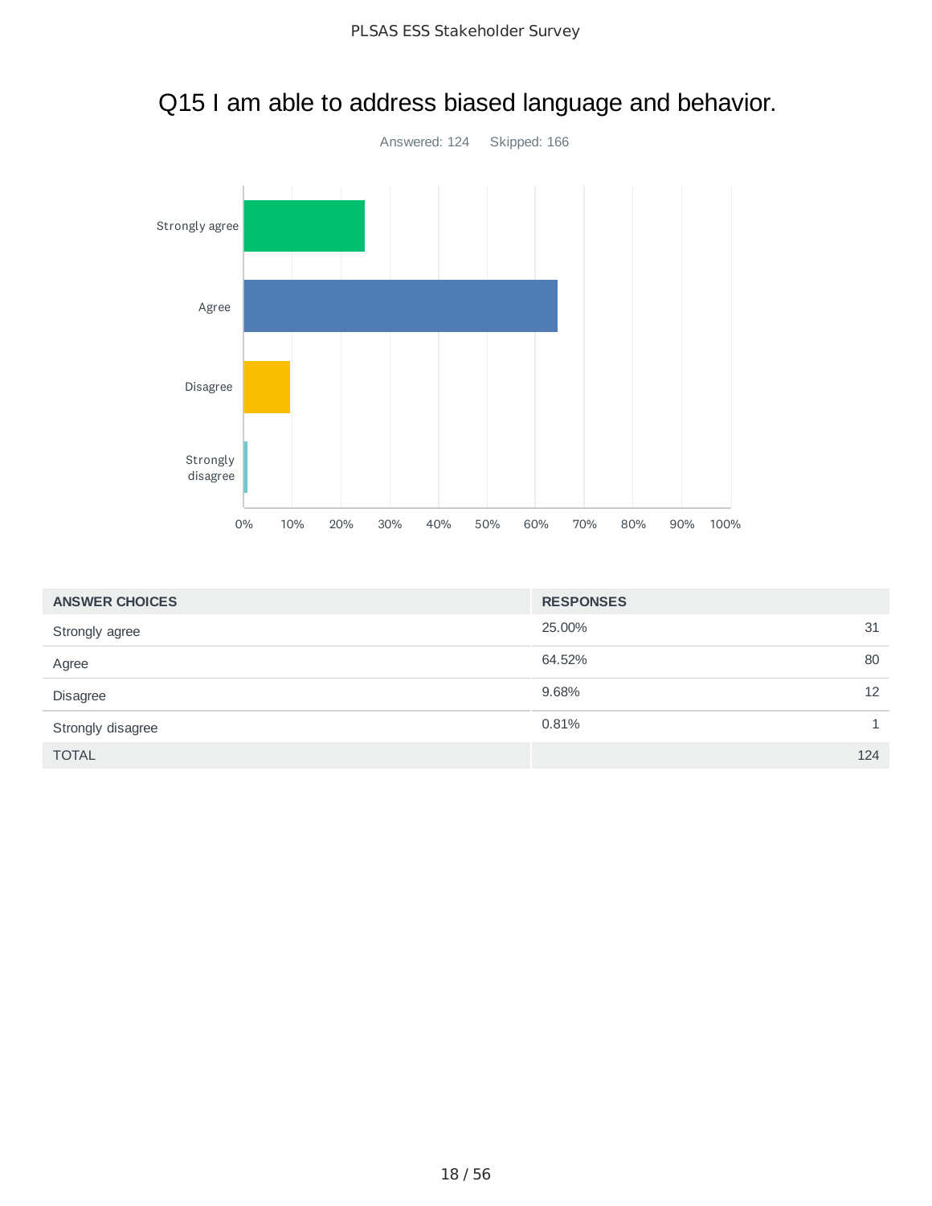# Q15 I am able to address biased language and behavior.

Answered: 124    Skipped: 166

| ANSWER CHOICES | RESPONSES | |
|---|---|---|
| Strongly agree | 25.00% | 31 |
| Agree | 64.52% | 80 |
| Disagree | 9.68% | 12 |
| Strongly disagree | 0.81% | 1 |
| TOTAL | | 124 |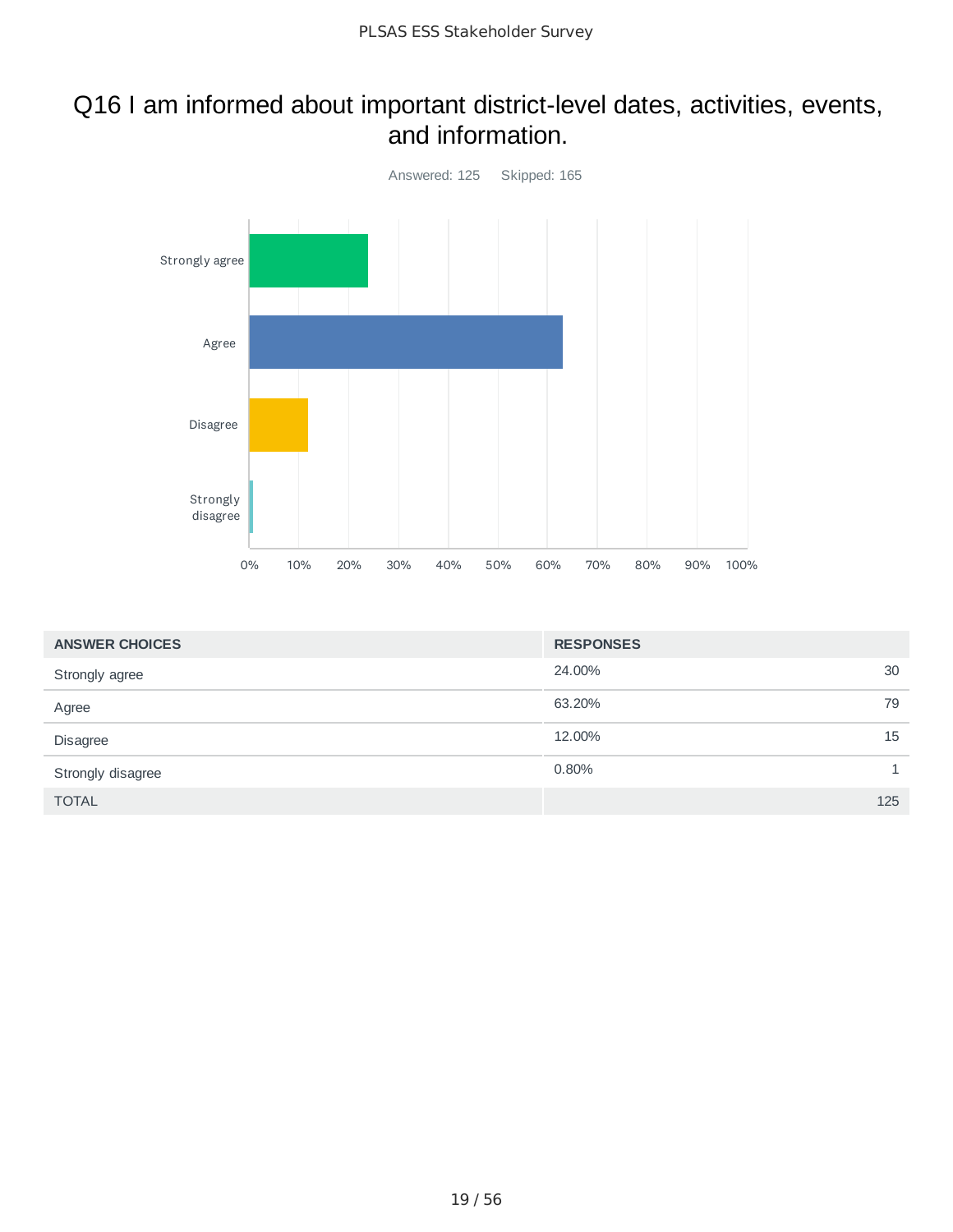# Q16 I am informed about important district-level dates, activities, events, and information.

Answered: 125 Skipped: 165

| ANSWER CHOICES | RESPONSES | |
|---|---|---|
| Strongly agree | 24.00% | 30 |
| Agree | 63.20% | 79 |
| Disagree | 12.00% | 15 |
| Strongly disagree | 0.80% | 1 |
| TOTAL | | 125 |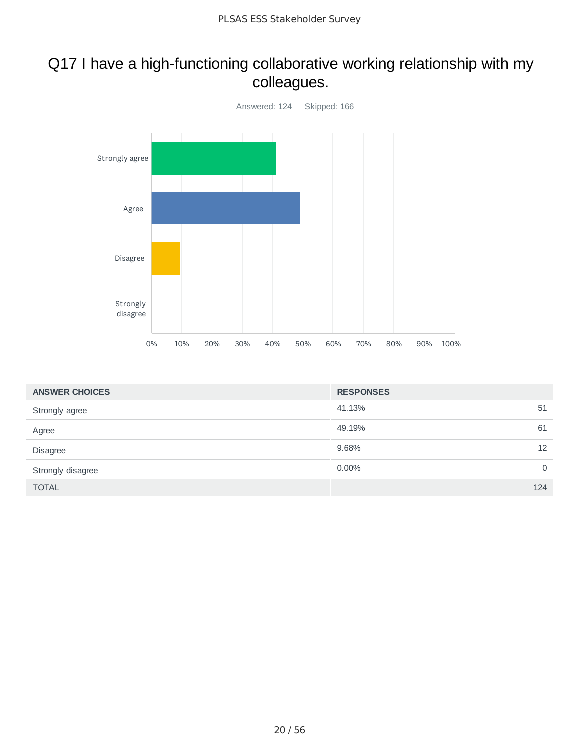## Q17 I have a high-functioning collaborative working relationship with my colleagues.

Answered: 124 Skipped: 166

| ANSWER CHOICES | RESPONSES | |
|---|---|---|
| Strongly agree | 41.13% | 51 |
| Agree | 49.19% | 61 |
| Disagree | 9.68% | 12 |
| Strongly disagree | 0.00% | 0 |
| TOTAL | | 124 |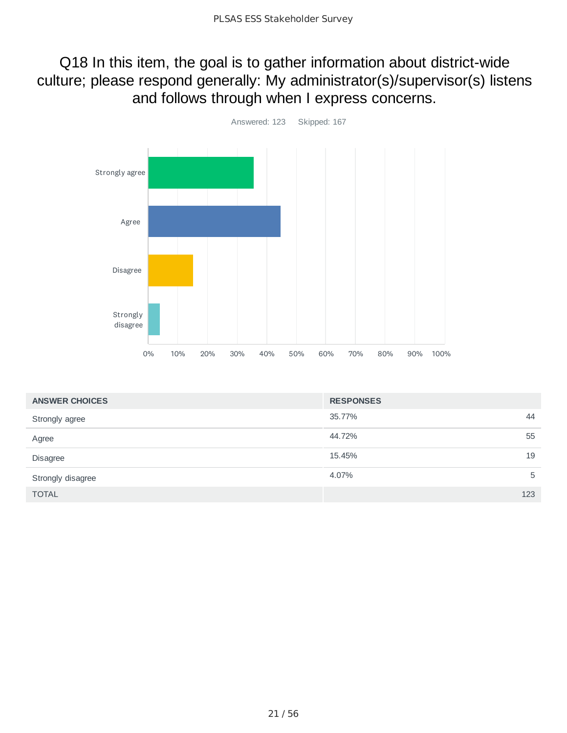# Q18 In this item, the goal is to gather information about district-wide culture; please respond generally: My administrator(s)/supervisor(s) listens and follows through when I express concerns.

Answered: 123 Skipped: 167

| ANSWER CHOICES | RESPONSES | |
|---|---|---|
| Strongly agree | 35.77% | 44 |
| Agree | 44.72% | 55 |
| Disagree | 15.45% | 19 |
| Strongly disagree | 4.07% | 5 |
| TOTAL | | 123 |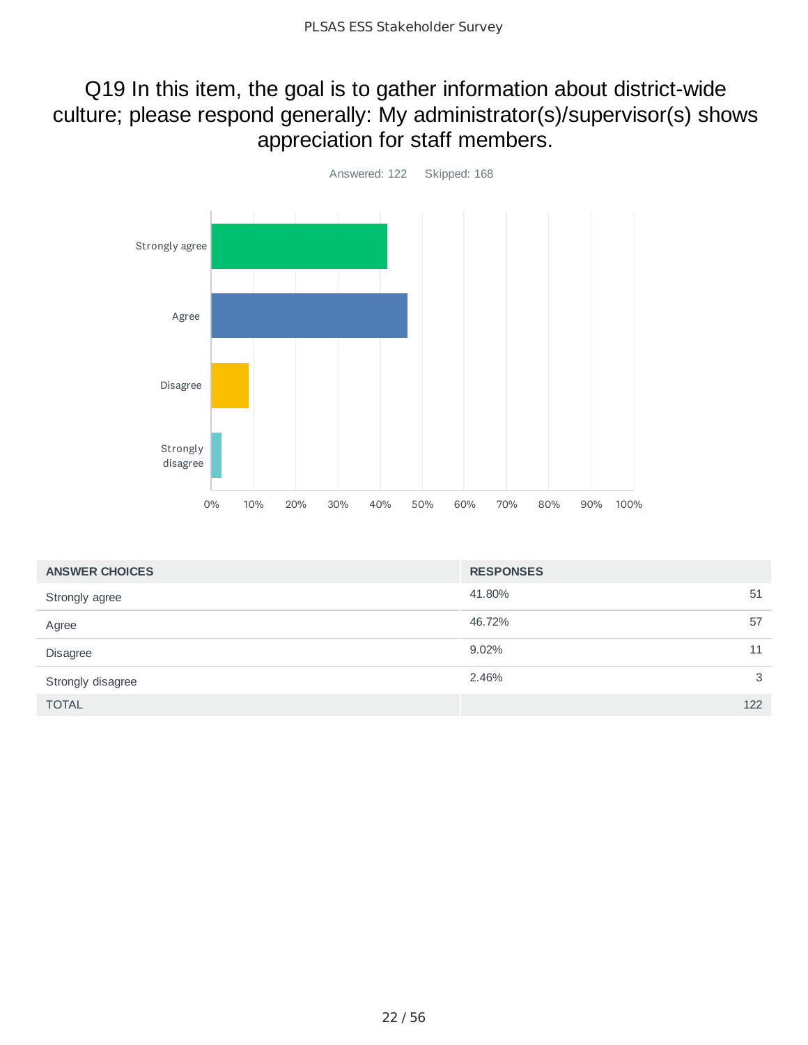# Q19 In this item, the goal is to gather information about district-wide culture; please respond generally: My administrator(s)/supervisor(s) shows appreciation for staff members.

Answered: 122    Skipped: 168

| ANSWER CHOICES | RESPONSES | |
|---|---|---|
| Strongly agree | 41.80% | 51 |
| Agree | 46.72% | 57 |
| Disagree | 9.02% | 11 |
| Strongly disagree | 2.46% | 3 |
| TOTAL | | 122 |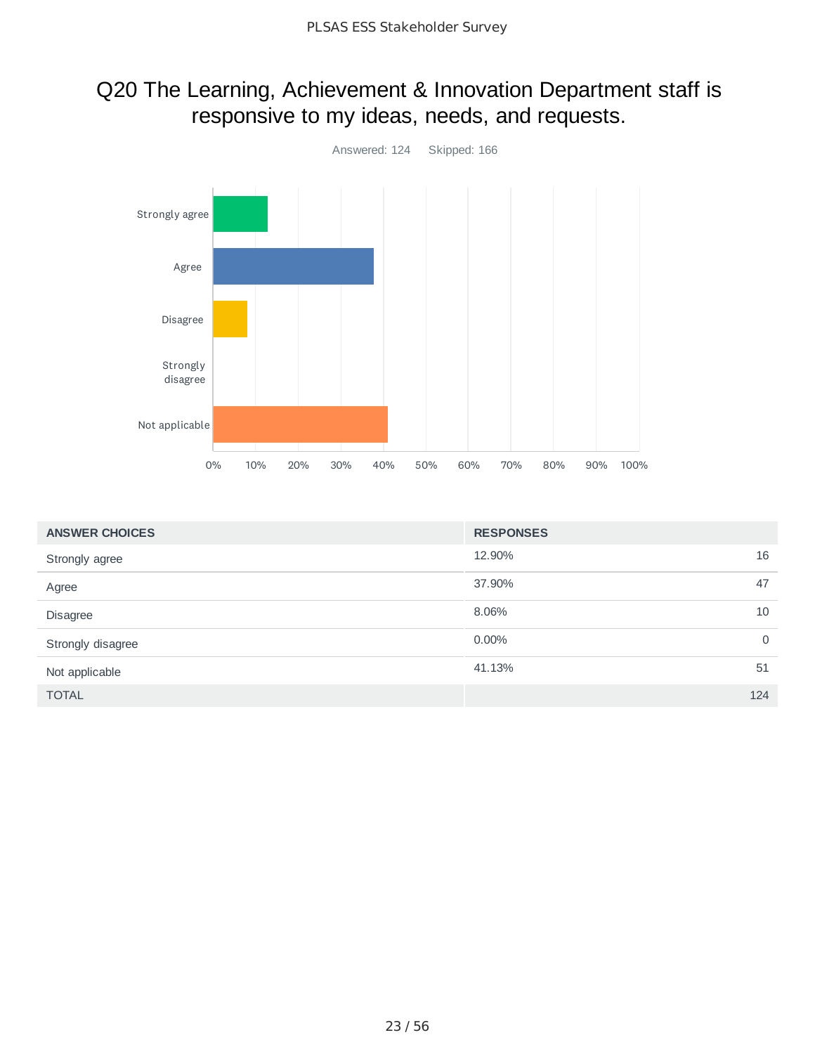# Q20 The Learning, Achievement & Innovation Department staff is responsive to my ideas, needs, and requests.

Answered: 124 Skipped: 166

| ANSWER CHOICES | RESPONSES | |
|---|---|---|
| Strongly agree | 12.90% | 16 |
| Agree | 37.90% | 47 |
| Disagree | 8.06% | 10 |
| Strongly disagree | 0.00% | 0 |
| Not applicable | 41.13% | 51 |
| TOTAL | | 124 |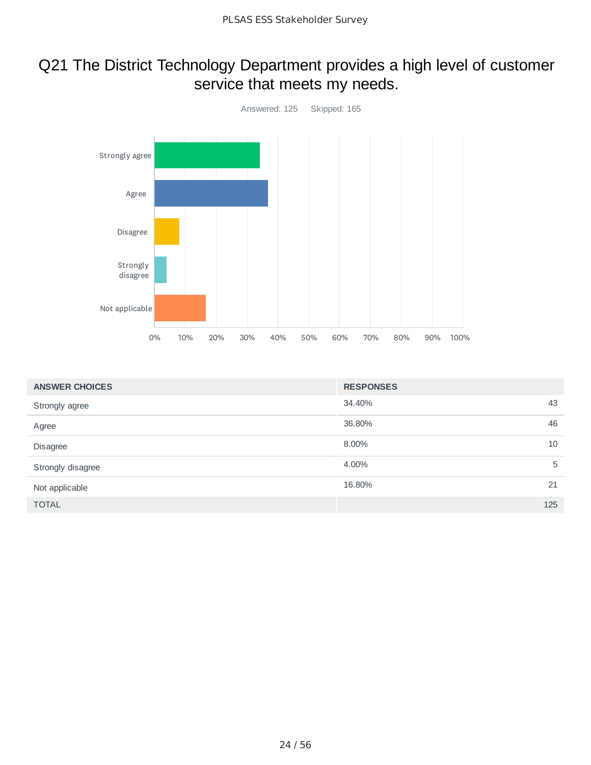# Q21 The District Technology Department provides a high level of customer service that meets my needs.

Answered: 125 Skipped: 165

| ANSWER CHOICES | RESPONSES | |
|---|---|---|
| Strongly agree | 34.40% | 43 |
| Agree | 36.80% | 46 |
| Disagree | 8.00% | 10 |
| Strongly disagree | 4.00% | 5 |
| Not applicable | 16.80% | 21 |
| TOTAL | | 125 |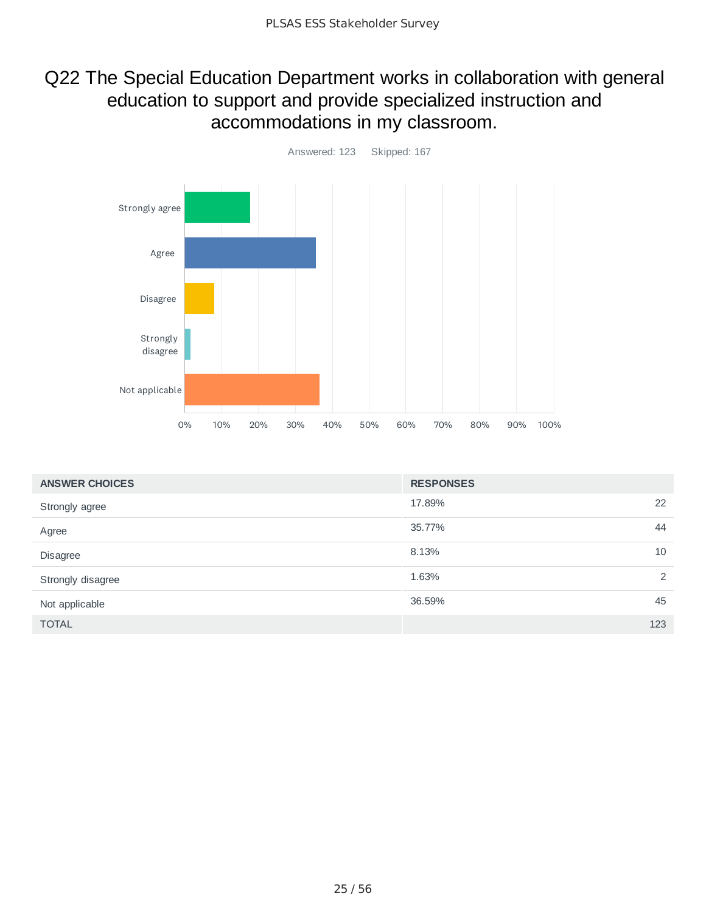# Q22 The Special Education Department works in collaboration with general education to support and provide specialized instruction and accommodations in my classroom.

Answered: 123 Skipped: 167

| ANSWER CHOICES | RESPONSES | |
|---|---|---|
| Strongly agree | 17.89% | 22 |
| Agree | 35.77% | 44 |
| Disagree | 8.13% | 10 |
| Strongly disagree | 1.63% | 2 |
| Not applicable | 36.59% | 45 |
| TOTAL | | 123 |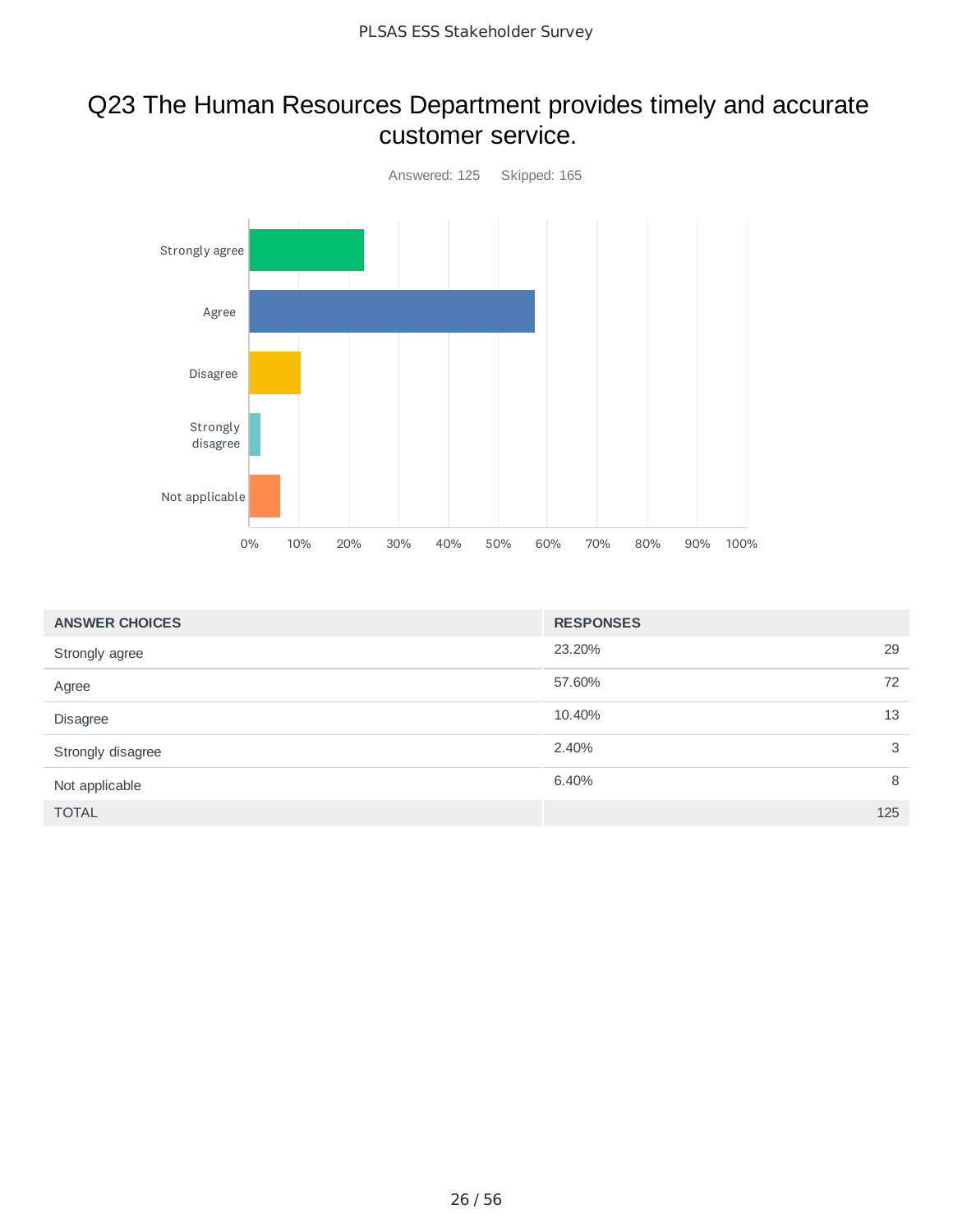# Q23 The Human Resources Department provides timely and accurate customer service.

Answered: 125 Skipped: 165

| ANSWER CHOICES | RESPONSES | |
|---|---|---|
| Strongly agree | 23.20% | 29 |
| Agree | 57.60% | 72 |
| Disagree | 10.40% | 13 |
| Strongly disagree | 2.40% | 3 |
| Not applicable | 6.40% | 8 |
| TOTAL | | 125 |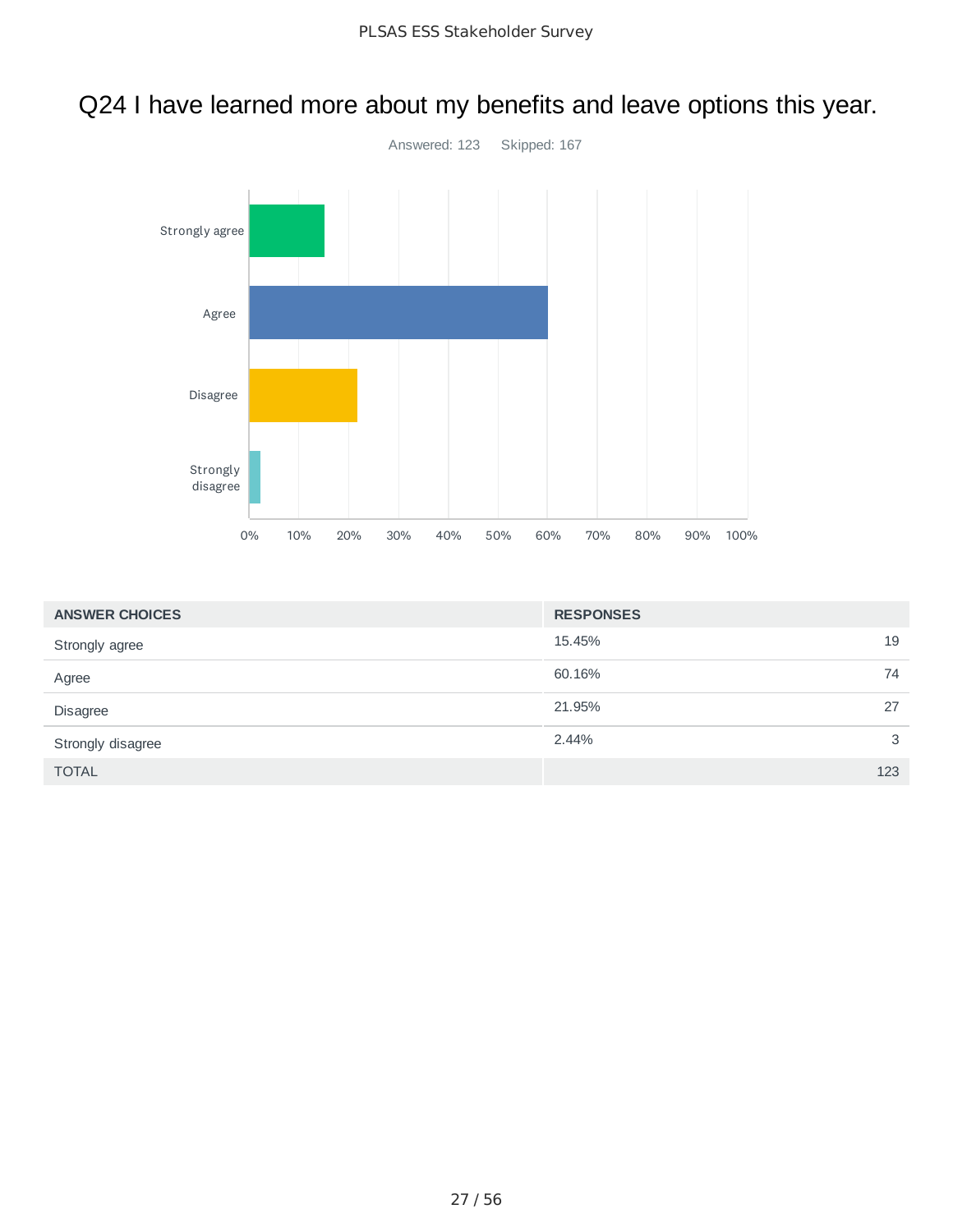# Q24 I have learned more about my benefits and leave options this year.

Answered: 123 Skipped: 167

| ANSWER CHOICES | RESPONSES | |
|---|---|---|
| Strongly agree | 15.45% | 19 |
| Agree | 60.16% | 74 |
| Disagree | 21.95% | 27 |
| Strongly disagree | 2.44% | 3 |
| TOTAL | | 123 |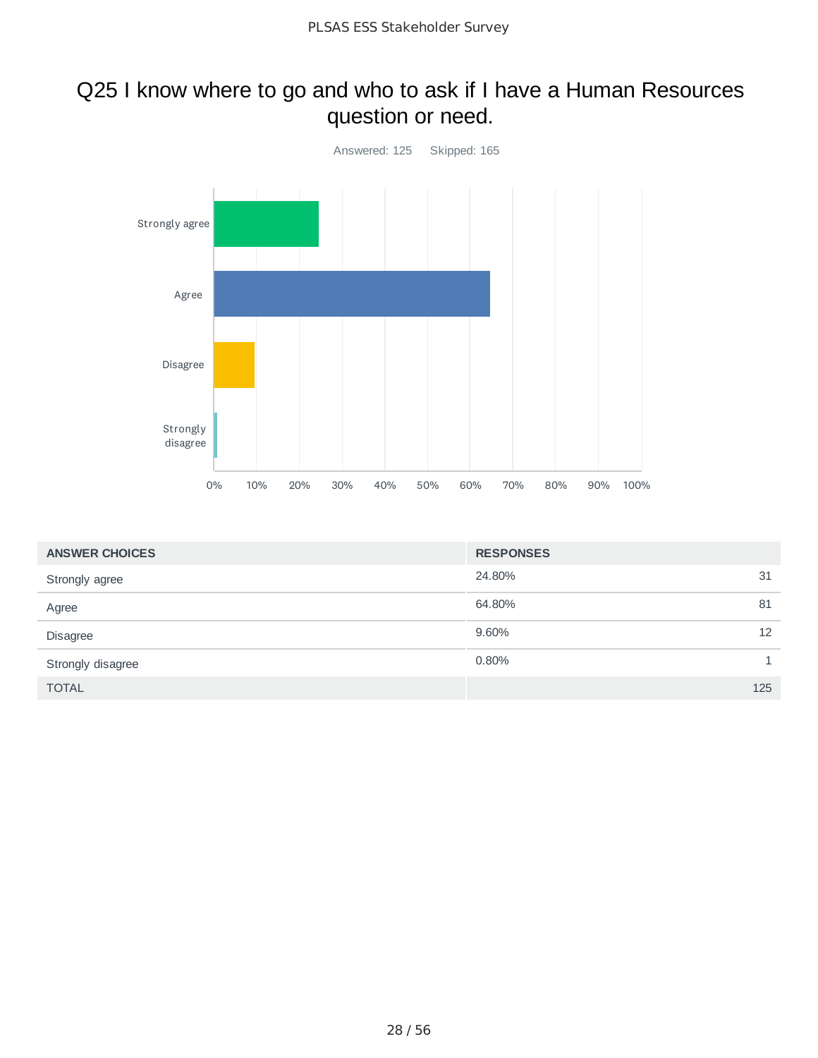# Q25 I know where to go and who to ask if I have a Human Resources question or need.

Answered: 125 Skipped: 165

| ANSWER CHOICES | RESPONSES | |
|---|---|---|
| Strongly agree | 24.80% | 31 |
| Agree | 64.80% | 81 |
| Disagree | 9.60% | 12 |
| Strongly disagree | 0.80% | 1 |
| TOTAL | | 125 |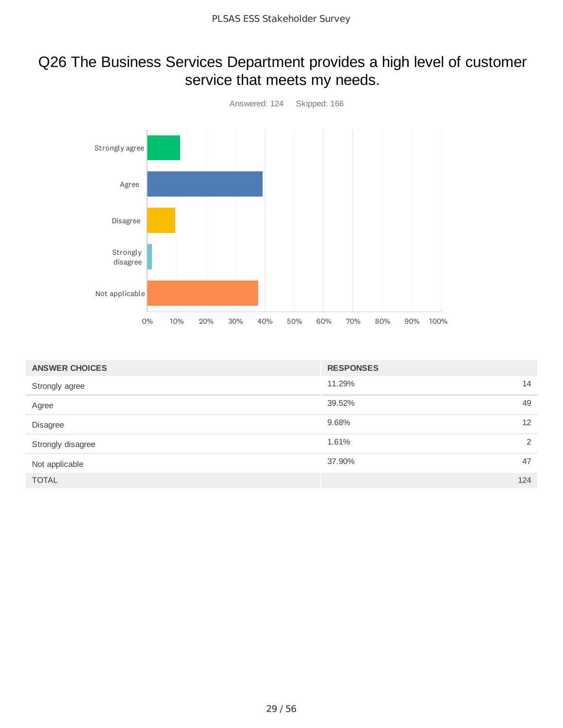# Q26 The Business Services Department provides a high level of customer service that meets my needs.

Answered: 124 Skipped: 166

| ANSWER CHOICES | RESPONSES | |
|---|---|---|
| Strongly agree | 11.29% | 14 |
| Agree | 39.52% | 49 |
| Disagree | 9.68% | 12 |
| Strongly disagree | 1.61% | 2 |
| Not applicable | 37.90% | 47 |
| TOTAL | | 124 |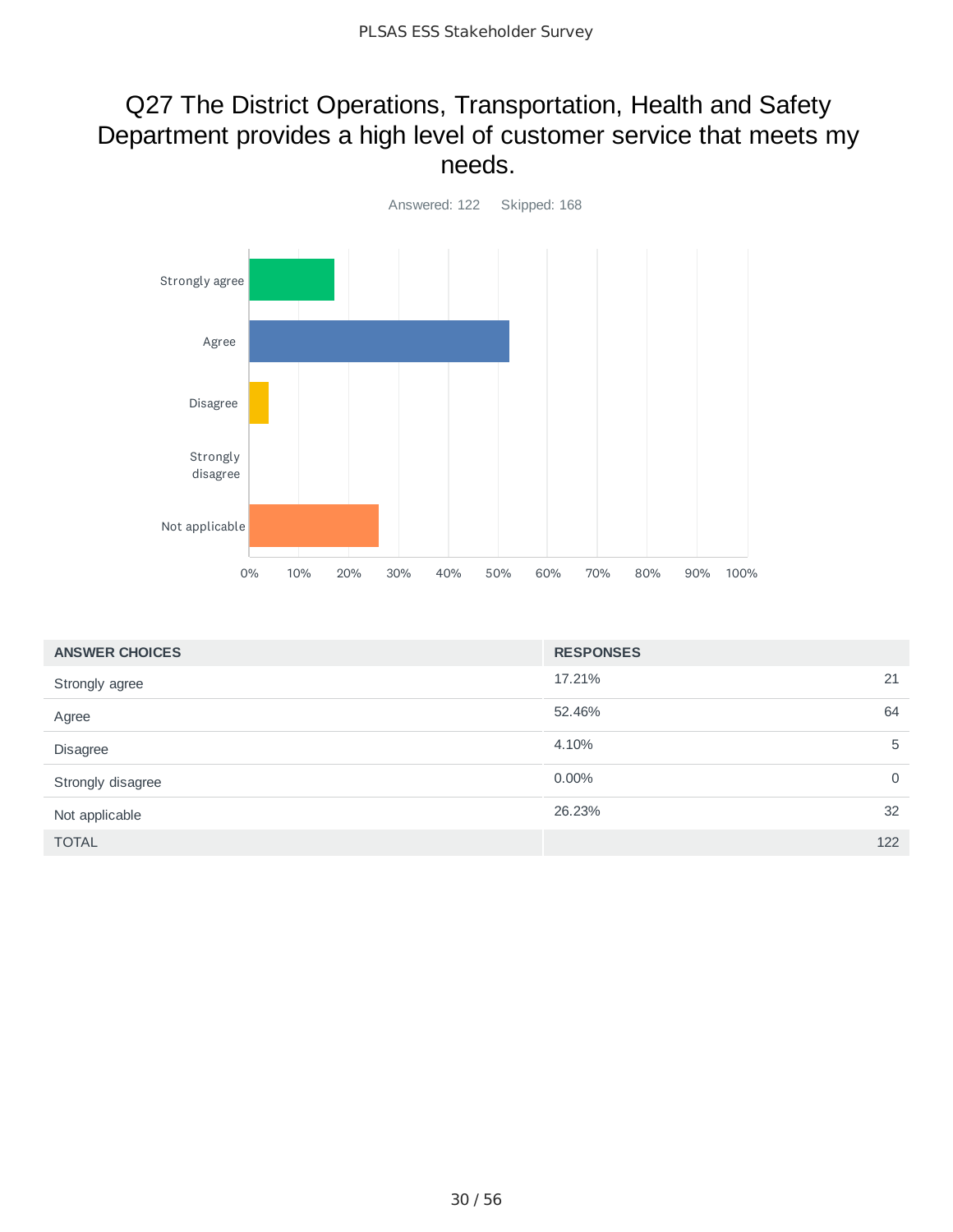# Q27 The District Operations, Transportation, Health and Safety Department provides a high level of customer service that meets my needs.

Answered: 122 Skipped: 168

| ANSWER CHOICES | RESPONSES | |
|---|---|---|
| Strongly agree | 17.21% | 21 |
| Agree | 52.46% | 64 |
| Disagree | 4.10% | 5 |
| Strongly disagree | 0.00% | 0 |
| Not applicable | 26.23% | 32 |
| TOTAL | | 122 |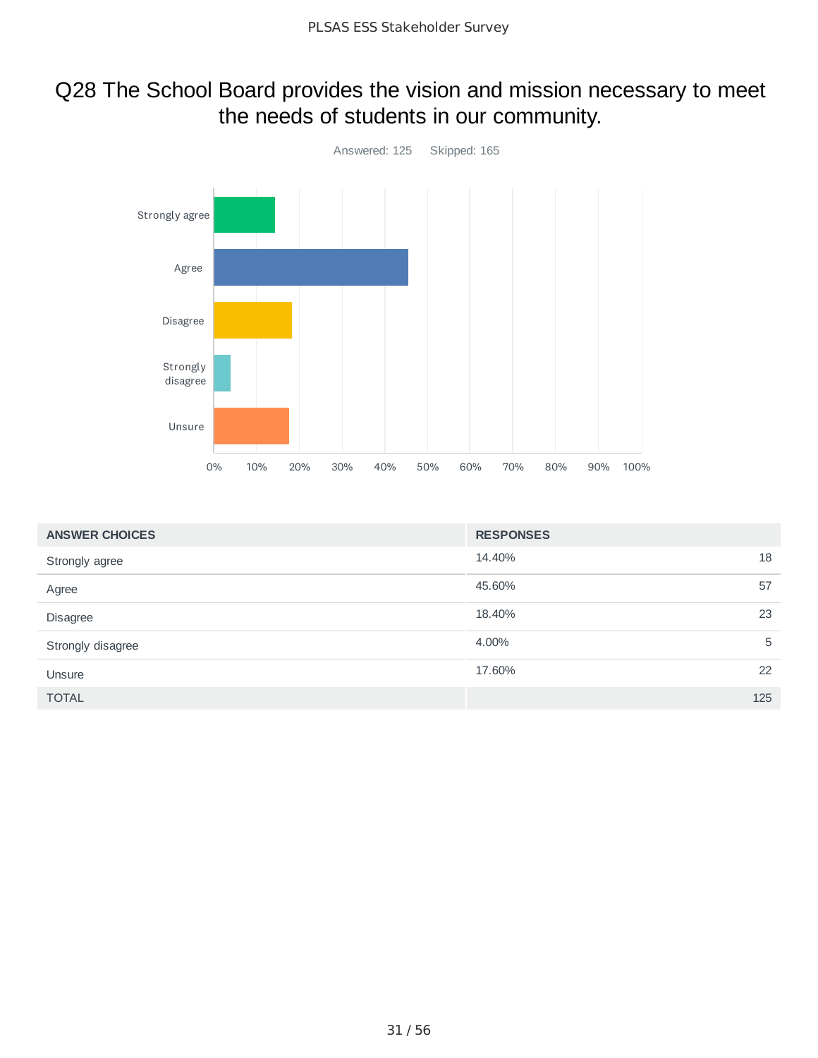# Q28 The School Board provides the vision and mission necessary to meet the needs of students in our community.

Answered: 125    Skipped: 165

| ANSWER CHOICES | RESPONSES | |
|---|---|---|
| Strongly agree | 14.40% | 18 |
| Agree | 45.60% | 57 |
| Disagree | 18.40% | 23 |
| Strongly disagree | 4.00% | 5 |
| Unsure | 17.60% | 22 |
| TOTAL | | 125 |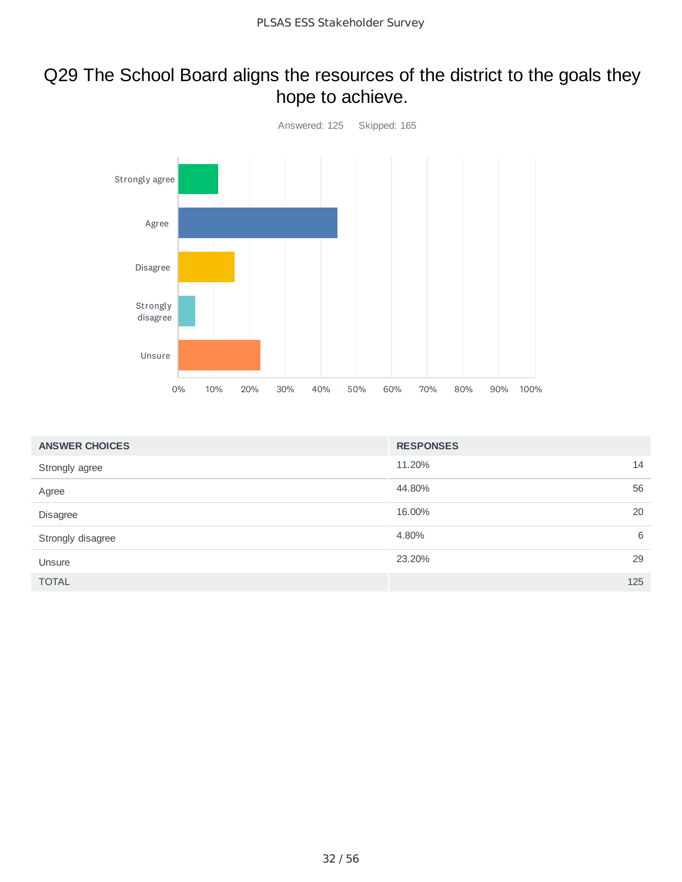# Q29 The School Board aligns the resources of the district to the goals they hope to achieve.

Answered: 125 Skipped: 165

| ANSWER CHOICES | RESPONSES | |
|---|---|---|
| Strongly agree | 11.20% | 14 |
| Agree | 44.80% | 56 |
| Disagree | 16.00% | 20 |
| Strongly disagree | 4.80% | 6 |
| Unsure | 23.20% | 29 |
| TOTAL | | 125 |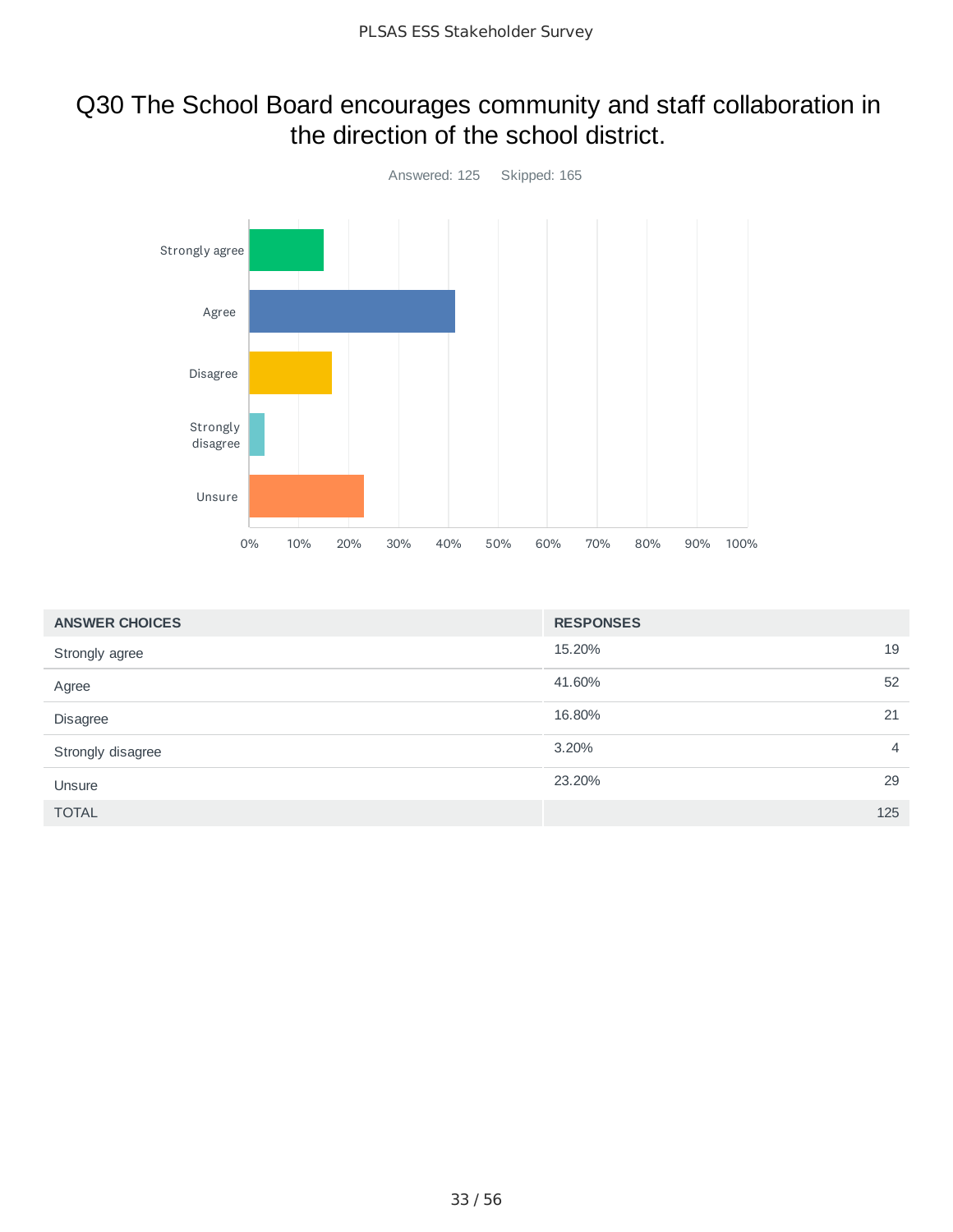# Q30 The School Board encourages community and staff collaboration in the direction of the school district.

Answered: 125 Skipped: 165

| ANSWER CHOICES | RESPONSES | |
|---|---|---|
| Strongly agree | 15.20% | 19 |
| Agree | 41.60% | 52 |
| Disagree | 16.80% | 21 |
| Strongly disagree | 3.20% | 4 |
| Unsure | 23.20% | 29 |
| TOTAL | | 125 |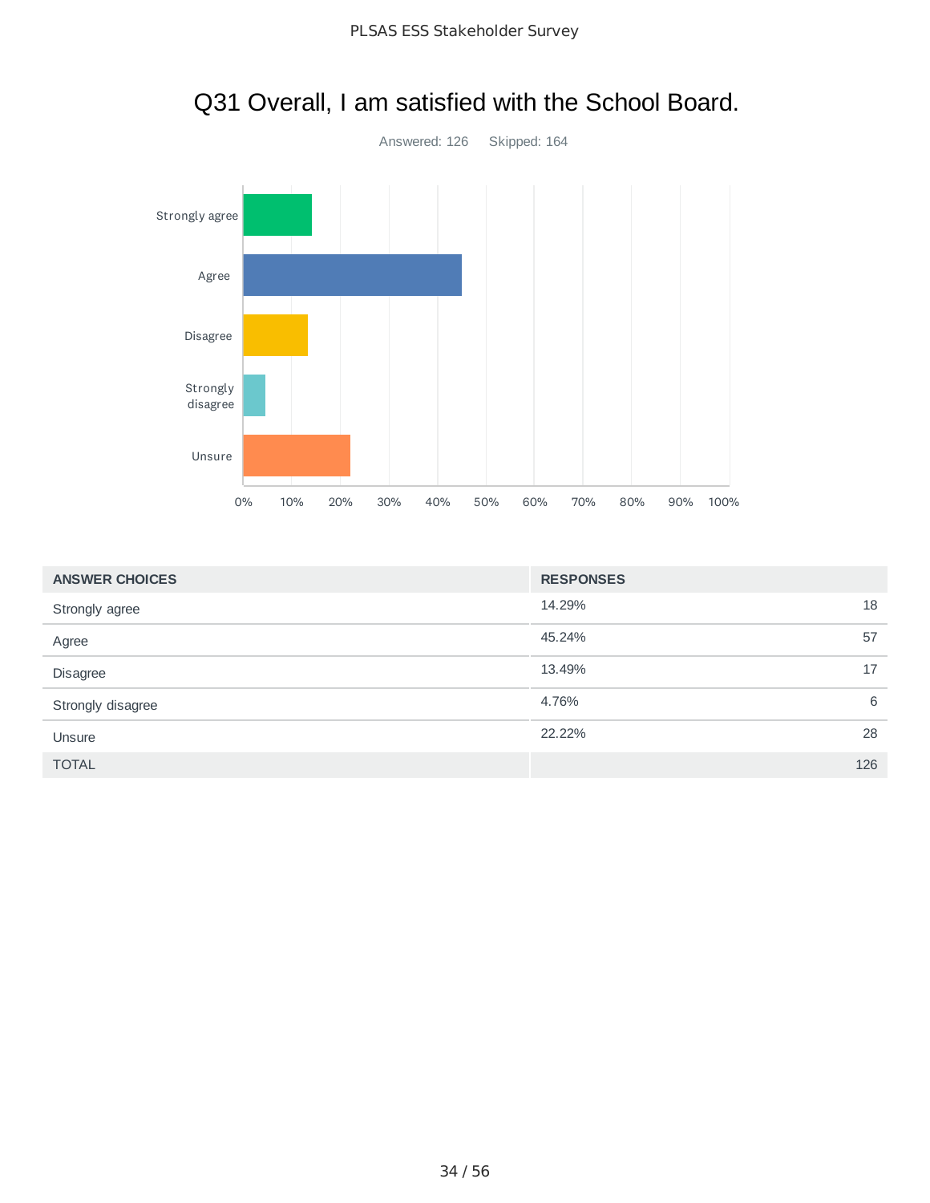## Q31 Overall, I am satisfied with the School Board.

Answered: 126 Skipped: 164

| ANSWER CHOICES | RESPONSES | |
|---|---|---|
| Strongly agree | 14.29% | 18 |
| Agree | 45.24% | 57 |
| Disagree | 13.49% | 17 |
| Strongly disagree | 4.76% | 6 |
| Unsure | 22.22% | 28 |
| TOTAL | | 126 |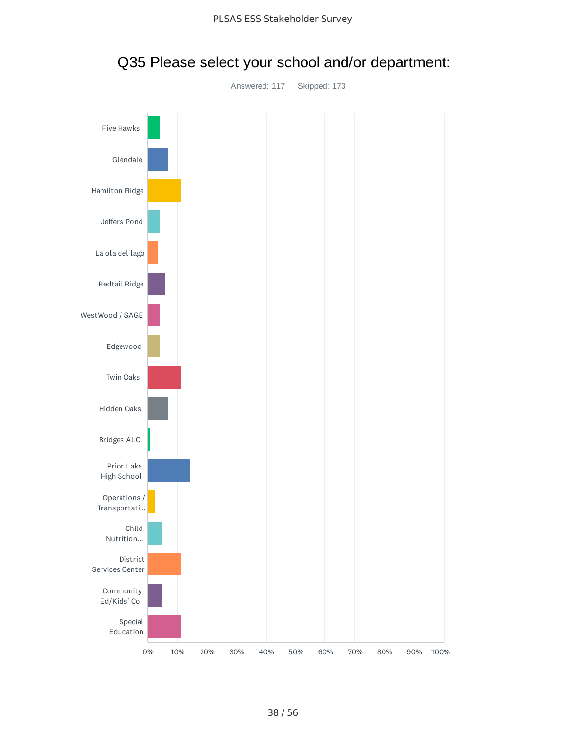## Q35 Please select your school and/or department:

Answered: 117    Skipped: 173

Five Hawks

Glendale

Hamilton Ridge

Jeffers Pond

La ola del lago

Redtail Ridge

WestWood / SAGE

Edgewood

Twin Oaks

Hidden Oaks

Bridges ALC

Prior Lake High School

Operations / Transportati...

Child Nutrition...

District Services Center

Community Ed/Kids' Co.

Special Education

0% 10% 20% 30% 40% 50% 60% 70% 80% 90% 100%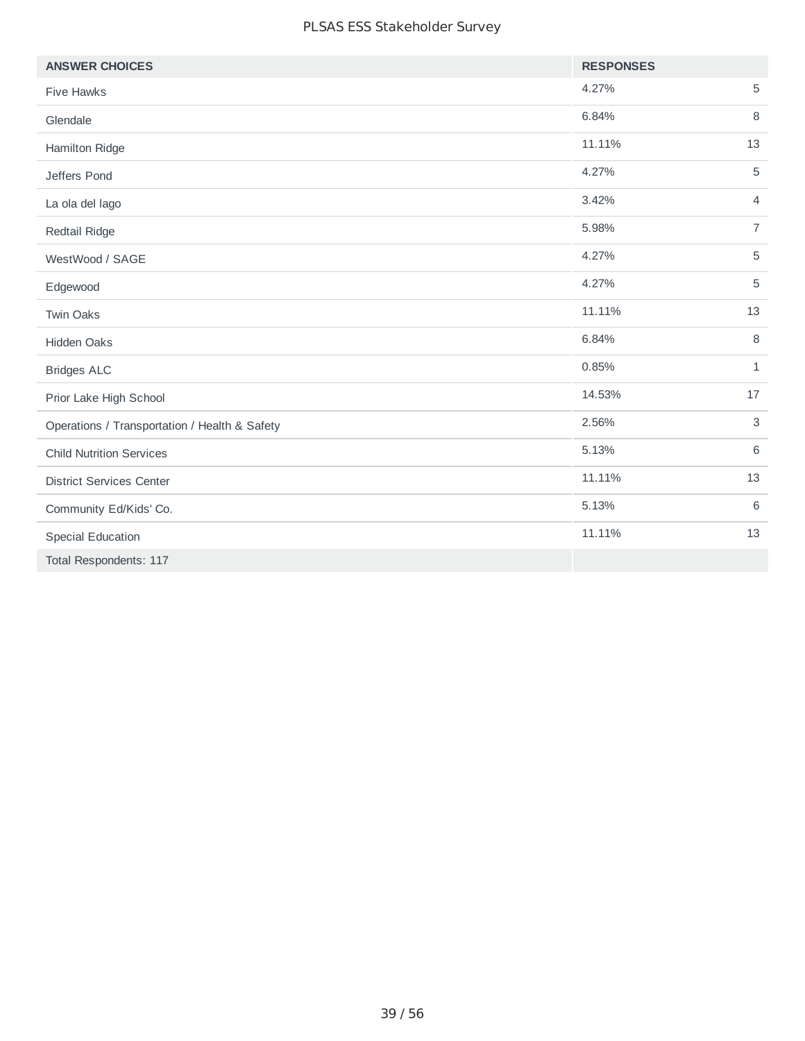| ANSWER CHOICES | RESPONSES | |
|---|---|---|
| Five Hawks | 4.27% | 5 |
| Glendale | 6.84% | 8 |
| Hamilton Ridge | 11.11% | 13 |
| Jeffers Pond | 4.27% | 5 |
| La ola del lago | 3.42% | 4 |
| Redtail Ridge | 5.98% | 7 |
| WestWood / SAGE | 4.27% | 5 |
| Edgewood | 4.27% | 5 |
| Twin Oaks | 11.11% | 13 |
| Hidden Oaks | 6.84% | 8 |
| Bridges ALC | 0.85% | 1 |
| Prior Lake High School | 14.53% | 17 |
| Operations / Transportation / Health & Safety | 2.56% | 3 |
| Child Nutrition Services | 5.13% | 6 |
| District Services Center | 11.11% | 13 |
| Community Ed/Kids' Co. | 5.13% | 6 |
| Special Education | 11.11% | 13 |
| Total Respondents: 117 | | |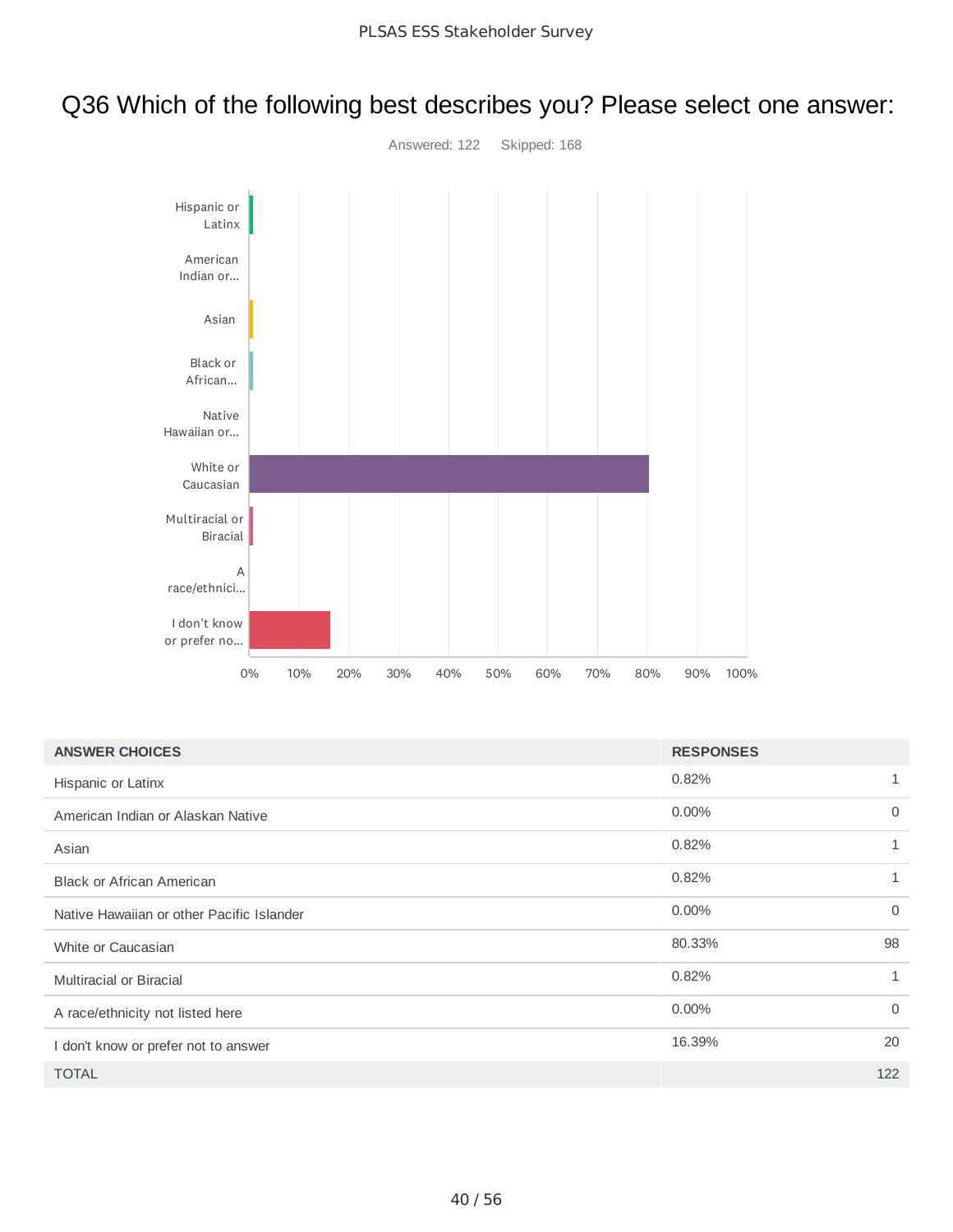# Q36 Which of the following best describes you? Please select one answer:

Answered: 122 Skipped: 168

Hispanic or Latinx

American Indian or...

Asian

Black or African...

Native Hawaiian or...

White or Caucasian

Multiracial or Biracial

A race/ethnici...

I don't know or prefer no...

0% 10% 20% 30% 40% 50% 60% 70% 80% 90% 100%

| ANSWER CHOICES | RESPONSES | |
|---|---|---|
| Hispanic or Latinx | 0.82% | 1 |
| American Indian or Alaskan Native | 0.00% | 0 |
| Asian | 0.82% | 1 |
| Black or African American | 0.82% | 1 |
| Native Hawaiian or other Pacific Islander | 0.00% | 0 |
| White or Caucasian | 80.33% | 98 |
| Multiracial or Biracial | 0.82% | 1 |
| A race/ethnicity not listed here | 0.00% | 0 |
| I don't know or prefer not to answer | 16.39% | 20 |
| TOTAL | | 122 |